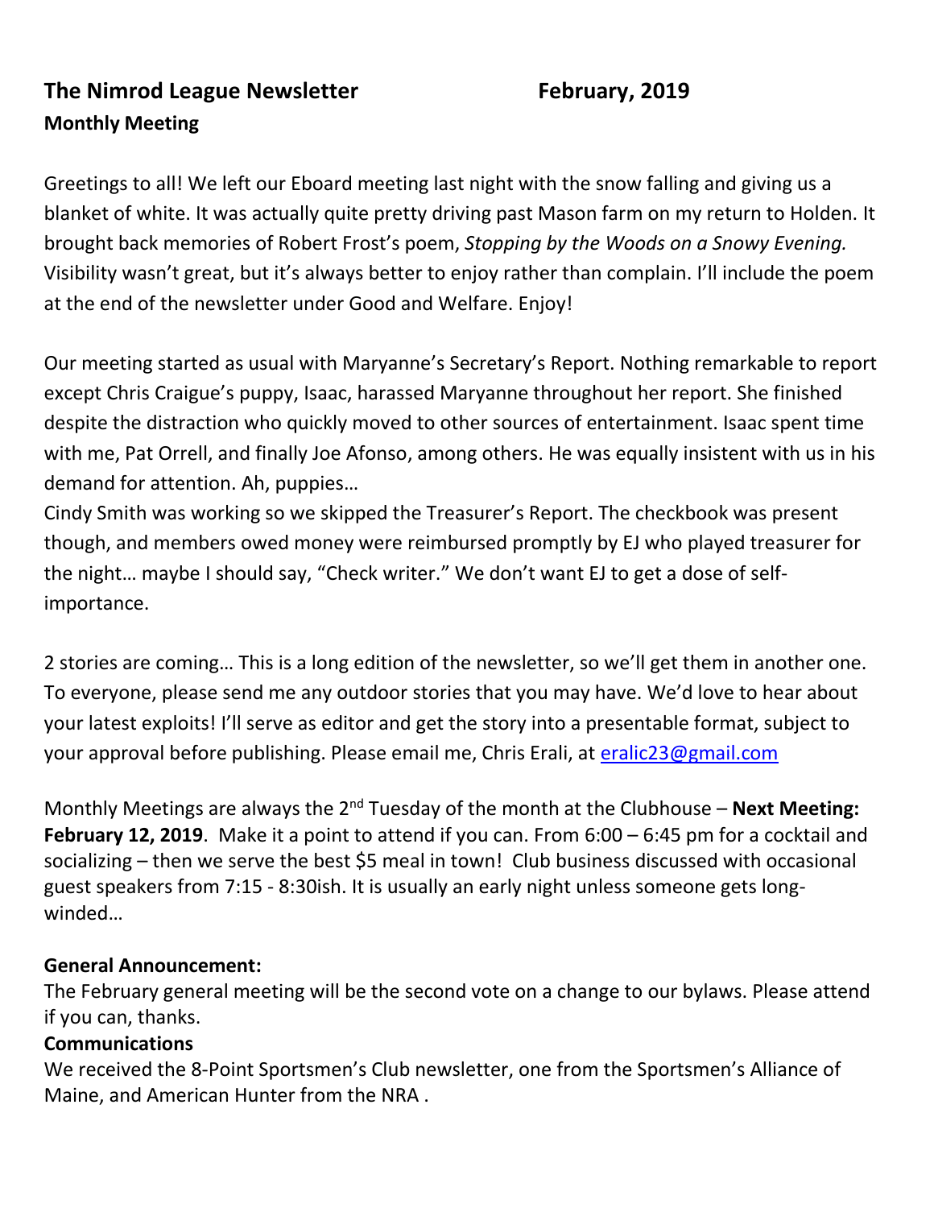# The Nimrod League Newsletter February, 2019

**Monthly Meeting**

Greetings to all! We left our Eboard meeting last night with the snow falling and giving us a blanket of white. It was actually quite pretty driving past Mason farm on my return to Holden. It brought back memories of Robert Frost's poem, *Stopping by the Woods on a Snowy Evening.* Visibility wasn't great, but it's always better to enjoy rather than complain. I'll include the poem at the end of the newsletter under Good and Welfare. Enjoy!

Our meeting started as usual with Maryanne's Secretary's Report. Nothing remarkable to report except Chris Craigue's puppy, Isaac, harassed Maryanne throughout her report. She finished despite the distraction who quickly moved to other sources of entertainment. Isaac spent time with me, Pat Orrell, and finally Joe Afonso, among others. He was equally insistent with us in his demand for attention. Ah, puppies…

Cindy Smith was working so we skipped the Treasurer's Report. The checkbook was present though, and members owed money were reimbursed promptly by EJ who played treasurer for the night… maybe I should say, "Check writer." We don't want EJ to get a dose of self-importance.

2 stories are coming… This is a long edition of the newsletter, so we'll get them in another one. To everyone, please send me any outdoor stories that you may have. We'd love to hear about your latest exploits! I'll serve as editor and get the story into a presentable format, subject to your approval before publishing. Please email me, Chris Erali, at eralic23@gmail.com

Monthly Meetings are always the 2nd Tuesday of the month at the Clubhouse – **Next Meeting: February 12, 2019**. Make it a point to attend if you can. From 6:00 – 6:45 pm for a cocktail and socializing – then we serve the best $5 meal in town! Club business discussed with occasional guest speakers from 7:15 - 8:30ish. It is usually an early night unless someone gets long-winded…

**General Announcement:**

The February general meeting will be the second vote on a change to our bylaws. Please attend if you can, thanks.

**Communications**

We received the 8-Point Sportsmen's Club newsletter, one from the Sportsmen's Alliance of Maine, and American Hunter from the NRA .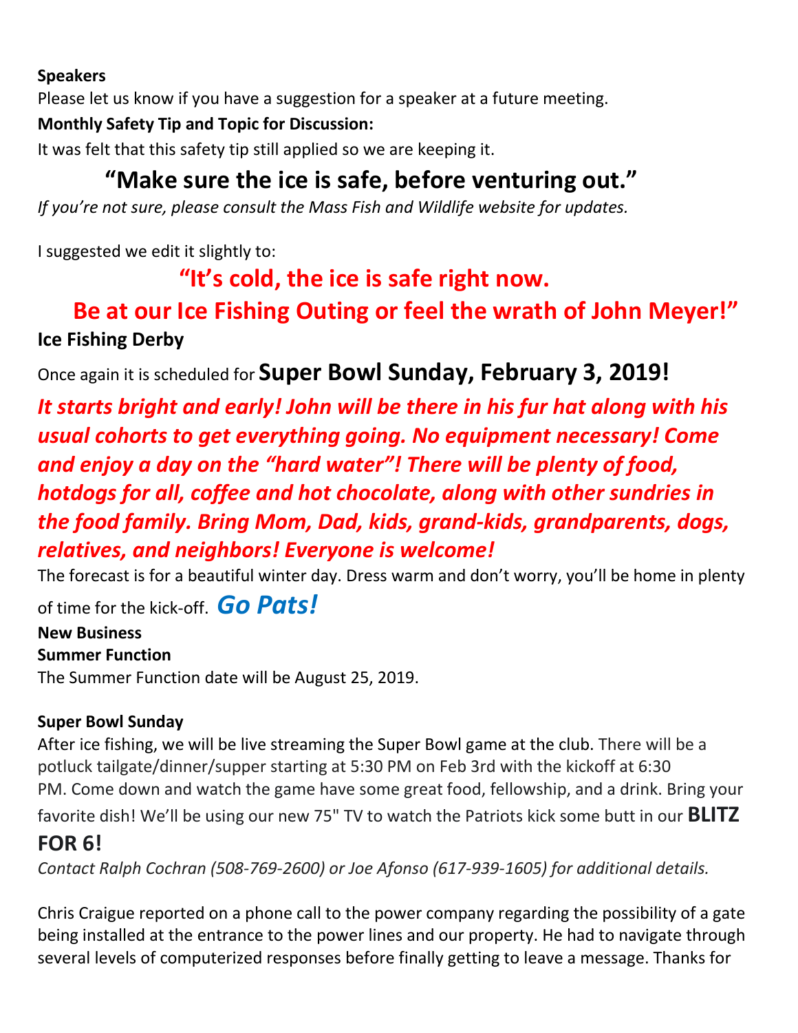**Speakers**

Please let us know if you have a suggestion for a speaker at a future meeting.

**Monthly Safety Tip and Topic for Discussion:**

It was felt that this safety tip still applied so we are keeping it.

## "Make sure the ice is safe, before venturing out."

*If you're not sure, please consult the Mass Fish and Wildlife website for updates.*

I suggested we edit it slightly to:

## "It's cold, the ice is safe right now. Be at our Ice Fishing Outing or feel the wrath of John Meyer!"

### Ice Fishing Derby

Once again it is scheduled for **Super Bowl Sunday, February 3, 2019!**

***It starts bright and early! John will be there in his fur hat along with his usual cohorts to get everything going. No equipment necessary! Come and enjoy a day on the "hard water"! There will be plenty of food, hotdogs for all, coffee and hot chocolate, along with other sundries in the food family. Bring Mom, Dad, kids, grand-kids, grandparents, dogs, relatives, and neighbors! Everyone is welcome!***

The forecast is for a beautiful winter day. Dress warm and don't worry, you'll be home in plenty of time for the kick-off. ***Go Pats!***

**New Business**

**Summer Function**

The Summer Function date will be August 25, 2019.

**Super Bowl Sunday**

After ice fishing, we will be live streaming the Super Bowl game at the club. There will be a potluck tailgate/dinner/supper starting at 5:30 PM on Feb 3rd with the kickoff at 6:30 PM. Come down and watch the game have some great food, fellowship, and a drink. Bring your favorite dish! We'll be using our new 75" TV to watch the Patriots kick some butt in our **BLITZ FOR 6!**

*Contact Ralph Cochran (508-769-2600) or Joe Afonso (617-939-1605) for additional details.*

Chris Craigue reported on a phone call to the power company regarding the possibility of a gate being installed at the entrance to the power lines and our property. He had to navigate through several levels of computerized responses before finally getting to leave a message. Thanks for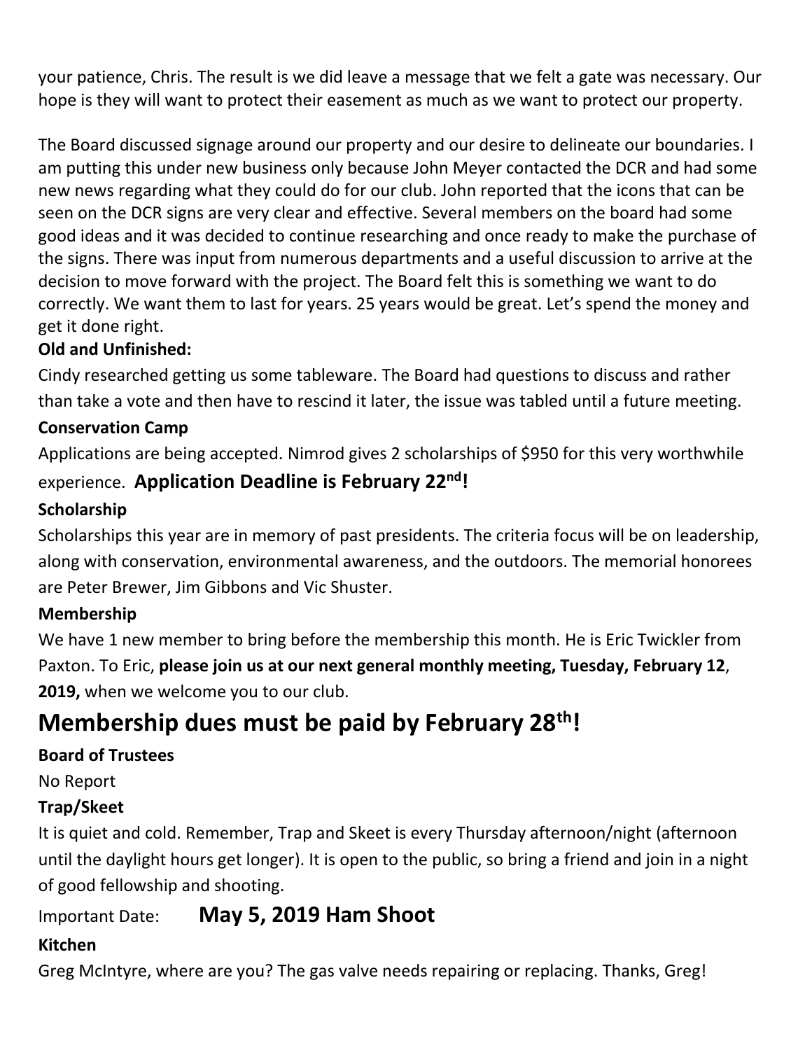your patience, Chris. The result is we did leave a message that we felt a gate was necessary. Our hope is they will want to protect their easement as much as we want to protect our property.

The Board discussed signage around our property and our desire to delineate our boundaries. I am putting this under new business only because John Meyer contacted the DCR and had some new news regarding what they could do for our club. John reported that the icons that can be seen on the DCR signs are very clear and effective. Several members on the board had some good ideas and it was decided to continue researching and once ready to make the purchase of the signs. There was input from numerous departments and a useful discussion to arrive at the decision to move forward with the project. The Board felt this is something we want to do correctly. We want them to last for years. 25 years would be great. Let's spend the money and get it done right.

**Old and Unfinished:**

Cindy researched getting us some tableware. The Board had questions to discuss and rather than take a vote and then have to rescind it later, the issue was tabled until a future meeting.

**Conservation Camp**

Applications are being accepted. Nimrod gives 2 scholarships of $950 for this very worthwhile experience. **Application Deadline is February 22nd!**

**Scholarship**

Scholarships this year are in memory of past presidents. The criteria focus will be on leadership, along with conservation, environmental awareness, and the outdoors. The memorial honorees are Peter Brewer, Jim Gibbons and Vic Shuster.

**Membership**

We have 1 new member to bring before the membership this month. He is Eric Twickler from Paxton. To Eric, **please join us at our next general monthly meeting, Tuesday, February 12, 2019,** when we welcome you to our club.

## Membership dues must be paid by February 28th!

**Board of Trustees**

No Report

**Trap/Skeet**

It is quiet and cold. Remember, Trap and Skeet is every Thursday afternoon/night (afternoon until the daylight hours get longer). It is open to the public, so bring a friend and join in a night of good fellowship and shooting.

Important Date: **May 5, 2019 Ham Shoot**

**Kitchen**

Greg McIntyre, where are you? The gas valve needs repairing or replacing. Thanks, Greg!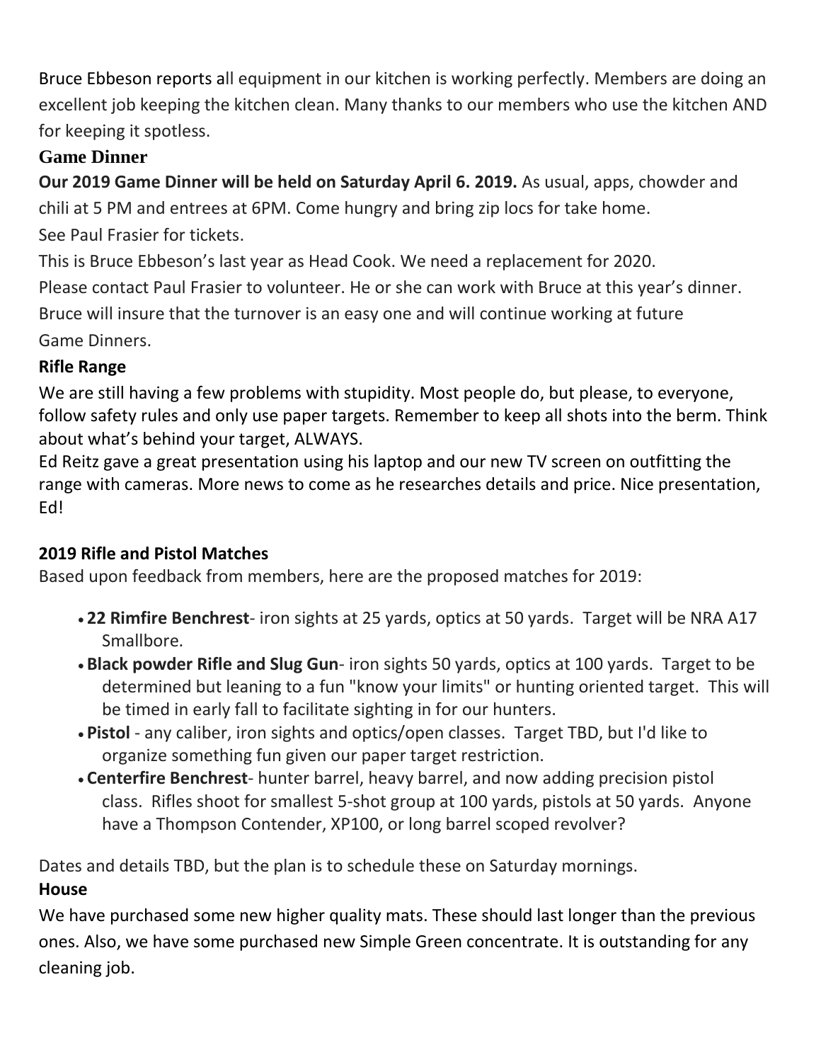Bruce Ebbeson reports all equipment in our kitchen is working perfectly. Members are doing an excellent job keeping the kitchen clean. Many thanks to our members who use the kitchen AND for keeping it spotless.

## Game Dinner

**Our 2019 Game Dinner will be held on Saturday April 6. 2019.** As usual, apps, chowder and chili at 5 PM and entrees at 6PM. Come hungry and bring zip locs for take home.

See Paul Frasier for tickets.

This is Bruce Ebbeson's last year as Head Cook. We need a replacement for 2020.

Please contact Paul Frasier to volunteer. He or she can work with Bruce at this year's dinner.

Bruce will insure that the turnover is an easy one and will continue working at future Game Dinners.

**Rifle Range**

We are still having a few problems with stupidity. Most people do, but please, to everyone, follow safety rules and only use paper targets. Remember to keep all shots into the berm. Think about what's behind your target, ALWAYS.

Ed Reitz gave a great presentation using his laptop and our new TV screen on outfitting the range with cameras. More news to come as he researches details and price. Nice presentation, Ed!

**2019 Rifle and Pistol Matches**

Based upon feedback from members, here are the proposed matches for 2019:

- **22 Rimfire Benchrest**- iron sights at 25 yards, optics at 50 yards. Target will be NRA A17 Smallbore.
- **Black powder Rifle and Slug Gun**- iron sights 50 yards, optics at 100 yards. Target to be determined but leaning to a fun "know your limits" or hunting oriented target. This will be timed in early fall to facilitate sighting in for our hunters.
- **Pistol** - any caliber, iron sights and optics/open classes. Target TBD, but I'd like to organize something fun given our paper target restriction.
- **Centerfire Benchrest**- hunter barrel, heavy barrel, and now adding precision pistol class. Rifles shoot for smallest 5-shot group at 100 yards, pistols at 50 yards. Anyone have a Thompson Contender, XP100, or long barrel scoped revolver?

Dates and details TBD, but the plan is to schedule these on Saturday mornings.

**House**

We have purchased some new higher quality mats. These should last longer than the previous ones. Also, we have some purchased new Simple Green concentrate. It is outstanding for any cleaning job.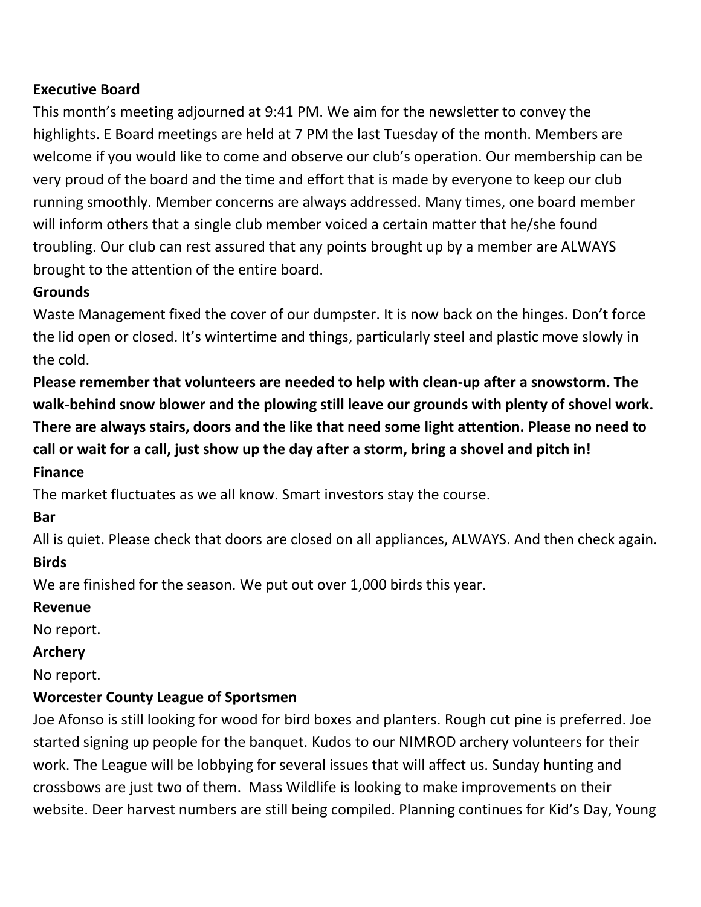**Executive Board**

This month's meeting adjourned at 9:41 PM. We aim for the newsletter to convey the highlights. E Board meetings are held at 7 PM the last Tuesday of the month. Members are welcome if you would like to come and observe our club's operation. Our membership can be very proud of the board and the time and effort that is made by everyone to keep our club running smoothly. Member concerns are always addressed. Many times, one board member will inform others that a single club member voiced a certain matter that he/she found troubling. Our club can rest assured that any points brought up by a member are ALWAYS brought to the attention of the entire board.

**Grounds**

Waste Management fixed the cover of our dumpster. It is now back on the hinges. Don't force the lid open or closed. It's wintertime and things, particularly steel and plastic move slowly in the cold.

**Please remember that volunteers are needed to help with clean-up after a snowstorm. The walk-behind snow blower and the plowing still leave our grounds with plenty of shovel work. There are always stairs, doors and the like that need some light attention. Please no need to call or wait for a call, just show up the day after a storm, bring a shovel and pitch in!**

**Finance**

The market fluctuates as we all know. Smart investors stay the course.

**Bar**

All is quiet. Please check that doors are closed on all appliances, ALWAYS. And then check again.

**Birds**

We are finished for the season. We put out over 1,000 birds this year.

**Revenue**

No report.

**Archery**

No report.

**Worcester County League of Sportsmen**

Joe Afonso is still looking for wood for bird boxes and planters. Rough cut pine is preferred. Joe started signing up people for the banquet. Kudos to our NIMROD archery volunteers for their work. The League will be lobbying for several issues that will affect us. Sunday hunting and crossbows are just two of them. Mass Wildlife is looking to make improvements on their website. Deer harvest numbers are still being compiled. Planning continues for Kid's Day, Young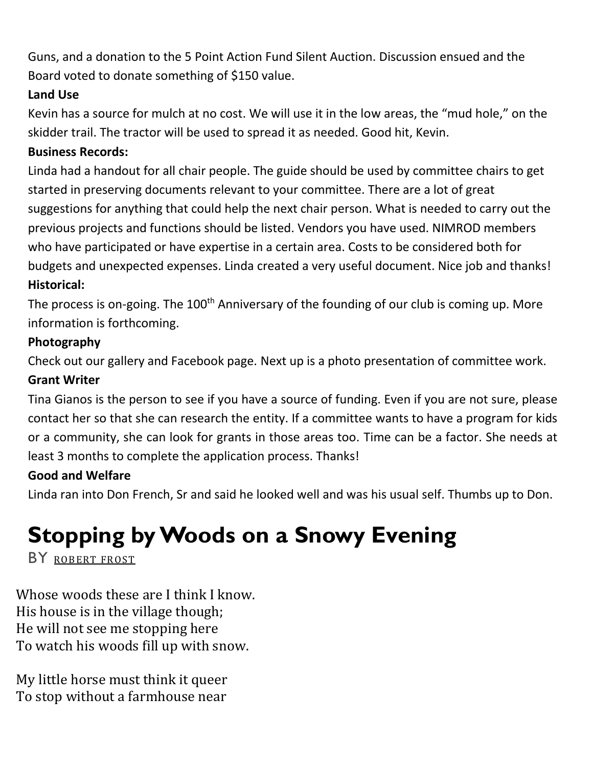Guns, and a donation to the 5 Point Action Fund Silent Auction. Discussion ensued and the Board voted to donate something of $150 value.

**Land Use**

Kevin has a source for mulch at no cost. We will use it in the low areas, the “mud hole,” on the skidder trail. The tractor will be used to spread it as needed. Good hit, Kevin.

**Business Records:**

Linda had a handout for all chair people. The guide should be used by committee chairs to get started in preserving documents relevant to your committee. There are a lot of great suggestions for anything that could help the next chair person. What is needed to carry out the previous projects and functions should be listed. Vendors you have used. NIMROD members who have participated or have expertise in a certain area. Costs to be considered both for budgets and unexpected expenses. Linda created a very useful document. Nice job and thanks!

**Historical:**

The process is on-going. The 100th Anniversary of the founding of our club is coming up. More information is forthcoming.

**Photography**

Check out our gallery and Facebook page. Next up is a photo presentation of committee work.

**Grant Writer**

Tina Gianos is the person to see if you have a source of funding. Even if you are not sure, please contact her so that she can research the entity. If a committee wants to have a program for kids or a community, she can look for grants in those areas too. Time can be a factor. She needs at least 3 months to complete the application process. Thanks!

**Good and Welfare**

Linda ran into Don French, Sr and said he looked well and was his usual self. Thumbs up to Don.

# Stopping by Woods on a Snowy Evening

BY ROBERT FROST

Whose woods these are I think I know.
His house is in the village though;
He will not see me stopping here
To watch his woods fill up with snow.

My little horse must think it queer
To stop without a farmhouse near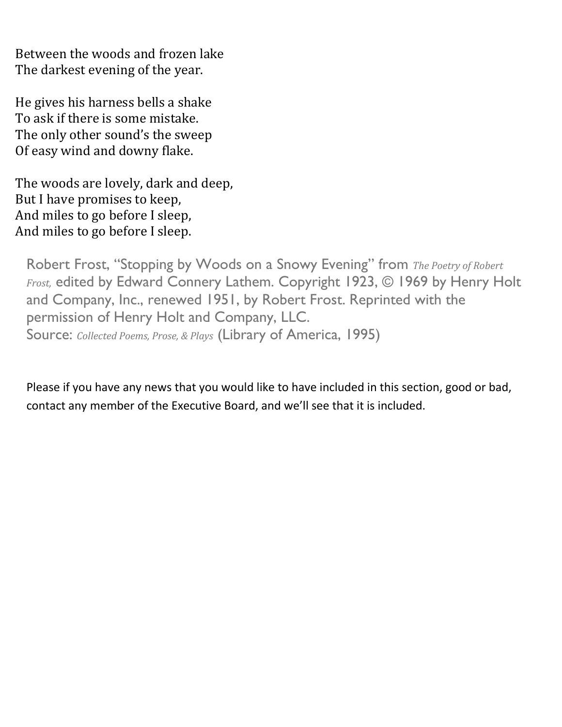Between the woods and frozen lake
The darkest evening of the year.

He gives his harness bells a shake
To ask if there is some mistake.
The only other sound's the sweep
Of easy wind and downy flake.

The woods are lovely, dark and deep,
But I have promises to keep,
And miles to go before I sleep,
And miles to go before I sleep.

Robert Frost, "Stopping by Woods on a Snowy Evening" from *The Poetry of Robert Frost,* edited by Edward Connery Lathem. Copyright 1923, © 1969 by Henry Holt and Company, Inc., renewed 1951, by Robert Frost. Reprinted with the permission of Henry Holt and Company, LLC.
Source: *Collected Poems, Prose, & Plays* (Library of America, 1995)

Please if you have any news that you would like to have included in this section, good or bad, contact any member of the Executive Board, and we'll see that it is included.